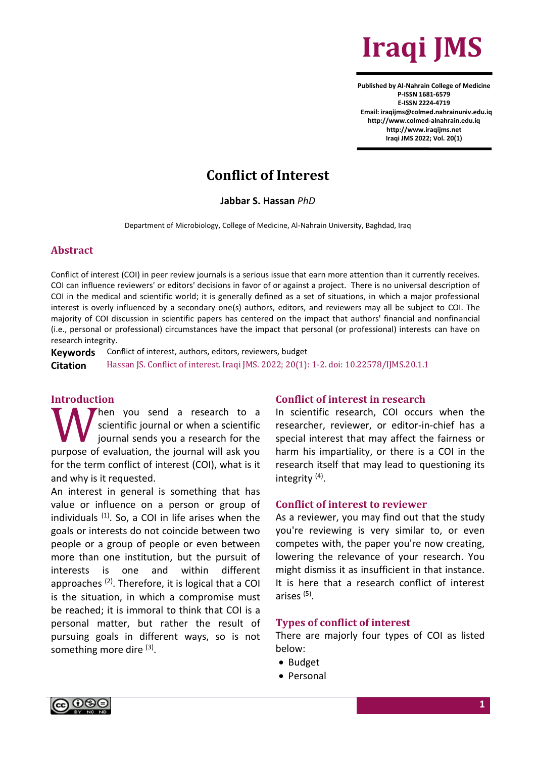# Conflict of Interest

**Jabbar S. Hassan** *PhD*

Department of Microbiology, College of Medicine, Al-Nahrain University, Baghdad, Iraq

## Abstract

Conflict of interest (COI) in peer review journals is a serious issue that earn more attention than it currently receives. COI can influence reviewers' or editors' decisions in favor of or against a project. There is no universal description of COI in the medical and scientific world; it is generally defined as a set of situations, in which a major professional interest is overly influenced by a secondary one(s) authors, editors, and reviewers may all be subject to COI. The majority of COI discussion in scientific papers has centered on the impact that authors' financial and nonfinancial (i.e., personal or professional) circumstances have the impact that personal (or professional) interests can have on research integrity.

**Keywords** Conflict of interest, authors, editors, reviewers, budget

**Citation** Hassan JS. Conflict of interest. Iraqi JMS. 2022; 20(1): 1-2. doi: 10.22578/IJMS.20.1.1

## Introduction

When you send a research to a scientific journal or when a scientific journal sends you a research for the purpose of evaluation, the journal will ask you for the term conflict of interest (COI), what is it and why is it requested.

An interest in general is something that has value or influence on a person or group of individuals [1]. So, a COI in life arises when the goals or interests do not coincide between two people or a group of people or even between more than one institution, but the pursuit of interests is one and within different approaches [2]. Therefore, it is logical that a COI is the situation, in which a compromise must be reached; it is immoral to think that COI is a personal matter, but rather the result of pursuing goals in different ways, so is not something more dire [3].

## Conflict of interest in research

In scientific research, COI occurs when the researcher, reviewer, or editor-in-chief has a special interest that may affect the fairness or harm his impartiality, or there is a COI in the research itself that may lead to questioning its integrity [4].

## Conflict of interest to reviewer

As a reviewer, you may find out that the study you're reviewing is very similar to, or even competes with, the paper you're now creating, lowering the relevance of your research. You might dismiss it as insufficient in that instance. It is here that a research conflict of interest arises [5].

## Types of conflict of interest

There are majorly four types of COI as listed below:

- Budget
- Personal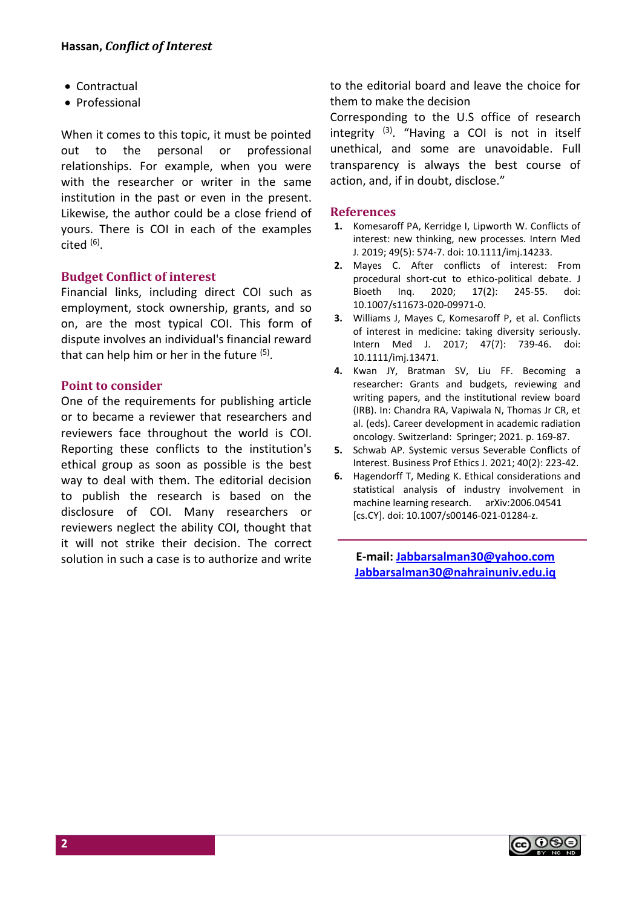- Contractual
- Professional

When it comes to this topic, it must be pointed out to the personal or professional relationships. For example, when you were with the researcher or writer in the same institution in the past or even in the present. Likewise, the author could be a close friend of yours. There is COI in each of the examples cited [6].

## Budget Conflict of interest

Financial links, including direct COI such as employment, stock ownership, grants, and so on, are the most typical COI. This form of dispute involves an individual's financial reward that can help him or her in the future [5].

## Point to consider

One of the requirements for publishing article or to became a reviewer that researchers and reviewers face throughout the world is COI. Reporting these conflicts to the institution's ethical group as soon as possible is the best way to deal with them. The editorial decision to publish the research is based on the disclosure of COI. Many researchers or reviewers neglect the ability COI, thought that it will not strike their decision. The correct solution in such a case is to authorize and write to the editorial board and leave the choice for them to make the decision

Corresponding to the U.S office of research integrity [3]. "Having a COI is not in itself unethical, and some are unavoidable. Full transparency is always the best course of action, and, if in doubt, disclose."

## References

1. Komesaroff PA, Kerridge I, Lipworth W. Conflicts of interest: new thinking, new processes. Intern Med J. 2019; 49(5): 574-7. doi: 10.1111/imj.14233.
2. Mayes C. After conflicts of interest: From procedural short-cut to ethico-political debate. J Bioeth Inq. 2020; 17(2): 245-55. doi: 10.1007/s11673-020-09971-0.
3. Williams J, Mayes C, Komesaroff P, et al. Conflicts of interest in medicine: taking diversity seriously. Intern Med J. 2017; 47(7): 739-46. doi: 10.1111/imj.13471.
4. Kwan JY, Bratman SV, Liu FF. Becoming a researcher: Grants and budgets, reviewing and writing papers, and the institutional review board (IRB). In: Chandra RA, Vapiwala N, Thomas Jr CR, et al. (eds). Career development in academic radiation oncology. Switzerland: Springer; 2021. p. 169-87.
5. Schwab AP. Systemic versus Severable Conflicts of Interest. Business Prof Ethics J. 2021; 40(2): 223-42.
6. Hagendorff T, Meding K. Ethical considerations and statistical analysis of industry involvement in machine learning research. arXiv:2006.04541 [cs.CY]. doi: 10.1007/s00146-021-01284-z.

**E-mail:** Jabbarsalman30@yahoo.com
Jabbarsalman30@nahrainuniv.edu.iq